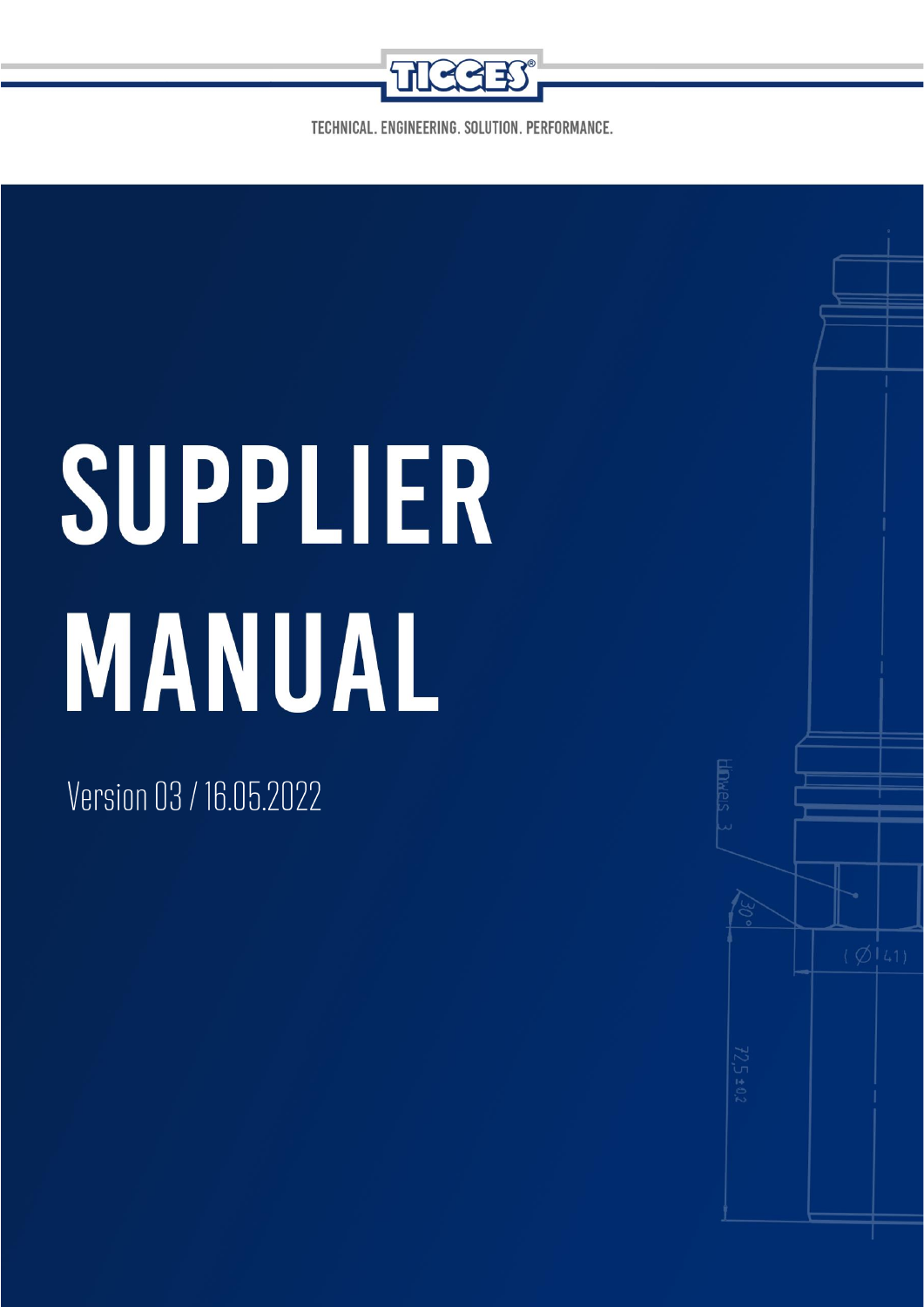TICGES®

TECHNICAL. ENGINEERING. SOLUTION. PERFORMANCE.

# SUPPLIER MANUAL

Version 03 / 16.05.2022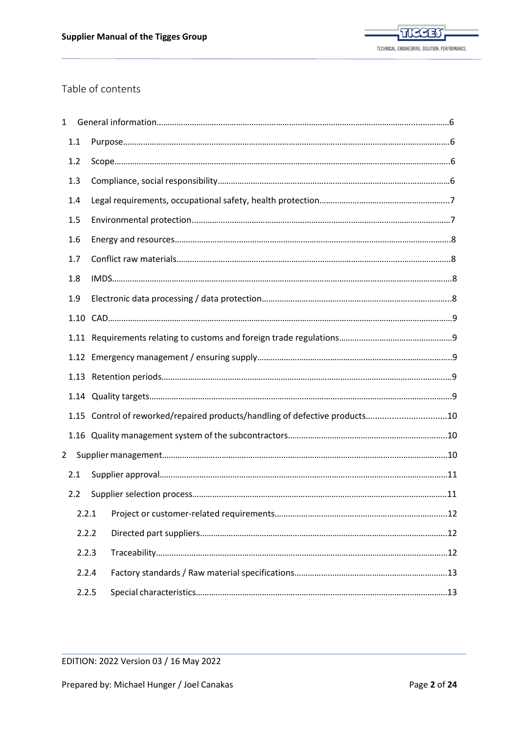# Table of contents

1 General information......6

1.1 Purpose......6

1.2 Scope......6

1.3 Compliance, social responsibility......6

1.4 Legal requirements, occupational safety, health protection......7

1.5 Environmental protection......7

1.6 Energy and resources......8

1.7 Conflict raw materials......8

1.8 IMDS......8

1.9 Electronic data processing / data protection......8

1.10 CAD......9

1.11 Requirements relating to customs and foreign trade regulations......9

1.12 Emergency management / ensuring supply......9

1.13 Retention periods......9

1.14 Quality targets......9

1.15 Control of reworked/repaired products/handling of defective products......10

1.16 Quality management system of the subcontractors......10

2 Supplier management......10

2.1 Supplier approval......11

2.2 Supplier selection process......11

2.2.1 Project or customer-related requirements......12

2.2.2 Directed part suppliers......12

2.2.3 Traceability......12

2.2.4 Factory standards / Raw material specifications......13

2.2.5 Special characteristics......13

EDITION: 2022 Version 03 / 16 May 2022

Prepared by: Michael Hunger / Joel Canakas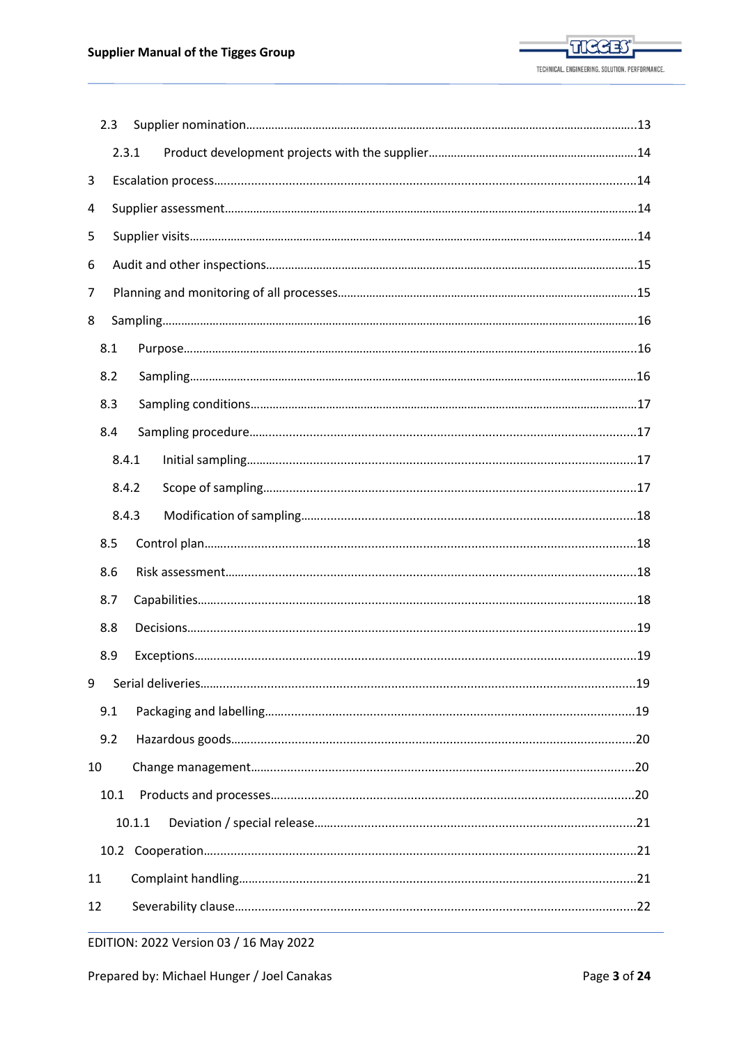2.3 Supplier nomination ..... 13

2.3.1 Product development projects with the supplier ..... 14

3 Escalation process ..... 14

4 Supplier assessment ..... 14

5 Supplier visits ..... 14

6 Audit and other inspections ..... 15

7 Planning and monitoring of all processes ..... 15

8 Sampling ..... 16

8.1 Purpose ..... 16

8.2 Sampling ..... 16

8.3 Sampling conditions ..... 17

8.4 Sampling procedure ..... 17

8.4.1 Initial sampling ..... 17

8.4.2 Scope of sampling ..... 17

8.4.3 Modification of sampling ..... 18

8.5 Control plan ..... 18

8.6 Risk assessment ..... 18

8.7 Capabilities ..... 18

8.8 Decisions ..... 19

8.9 Exceptions ..... 19

9 Serial deliveries ..... 19

9.1 Packaging and labelling ..... 19

9.2 Hazardous goods ..... 20

10 Change management ..... 20

10.1 Products and processes ..... 20

10.1.1 Deviation / special release ..... 21

10.2 Cooperation ..... 21

11 Complaint handling ..... 21

12 Severability clause ..... 22

EDITION: 2022 Version 03 / 16 May 2022

Prepared by: Michael Hunger / Joel Canakas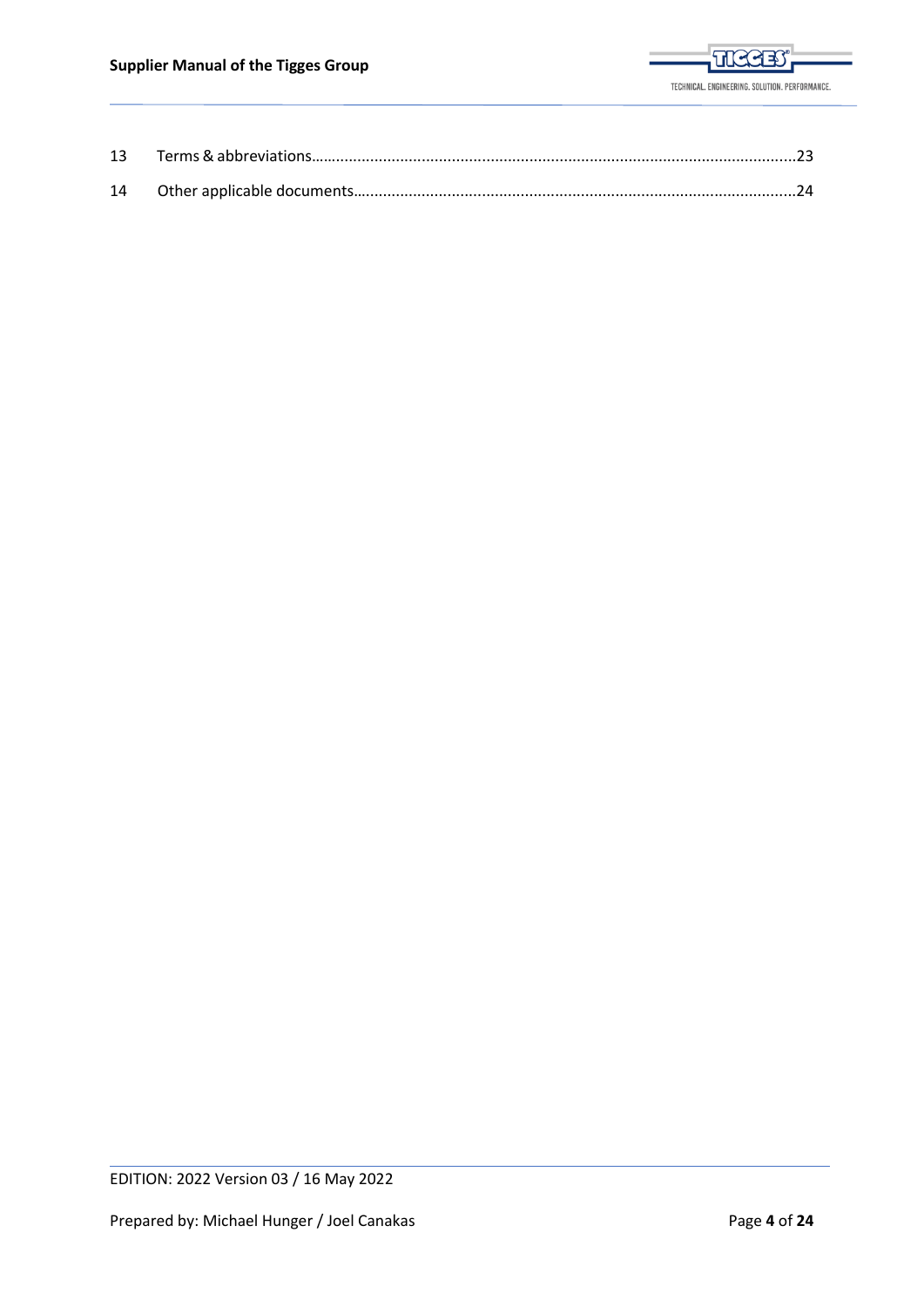13 Terms & abbreviations....................................................................................................................23

14 Other applicable documents.........................................................................................................24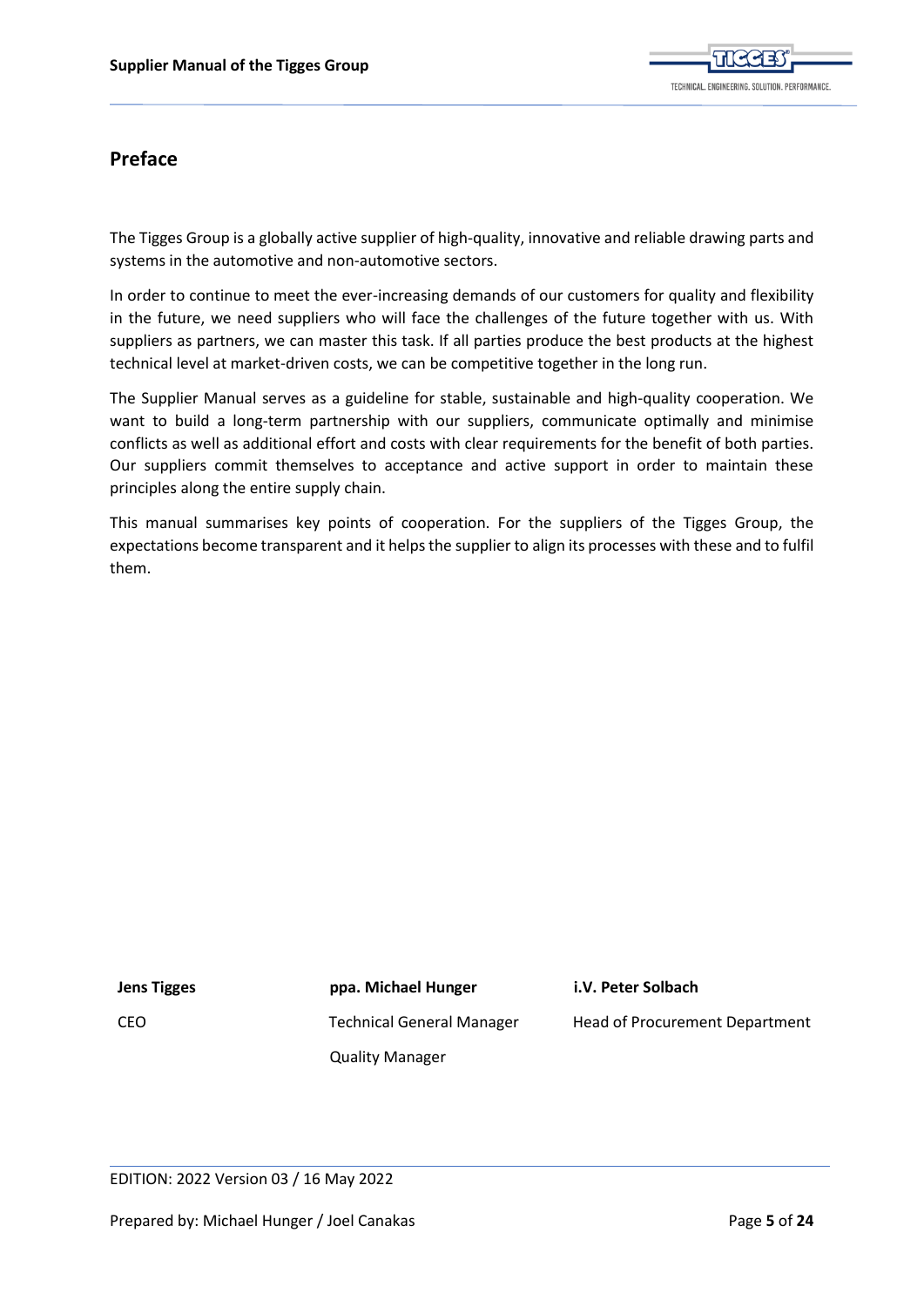## Preface

The Tigges Group is a globally active supplier of high-quality, innovative and reliable drawing parts and systems in the automotive and non-automotive sectors.

In order to continue to meet the ever-increasing demands of our customers for quality and flexibility in the future, we need suppliers who will face the challenges of the future together with us. With suppliers as partners, we can master this task. If all parties produce the best products at the highest technical level at market-driven costs, we can be competitive together in the long run.

The Supplier Manual serves as a guideline for stable, sustainable and high-quality cooperation. We want to build a long-term partnership with our suppliers, communicate optimally and minimise conflicts as well as additional effort and costs with clear requirements for the benefit of both parties. Our suppliers commit themselves to acceptance and active support in order to maintain these principles along the entire supply chain.

This manual summarises key points of cooperation. For the suppliers of the Tigges Group, the expectations become transparent and it helps the supplier to align its processes with these and to fulfil them.

| **Jens Tigges** | **ppa. Michael Hunger** | **i.V. Peter Solbach** |
|---|---|---|
| CEO | Technical General Manager | Head of Procurement Department |
| | Quality Manager | |

EDITION: 2022 Version 03 / 16 May 2022

Prepared by: Michael Hunger / Joel Canakas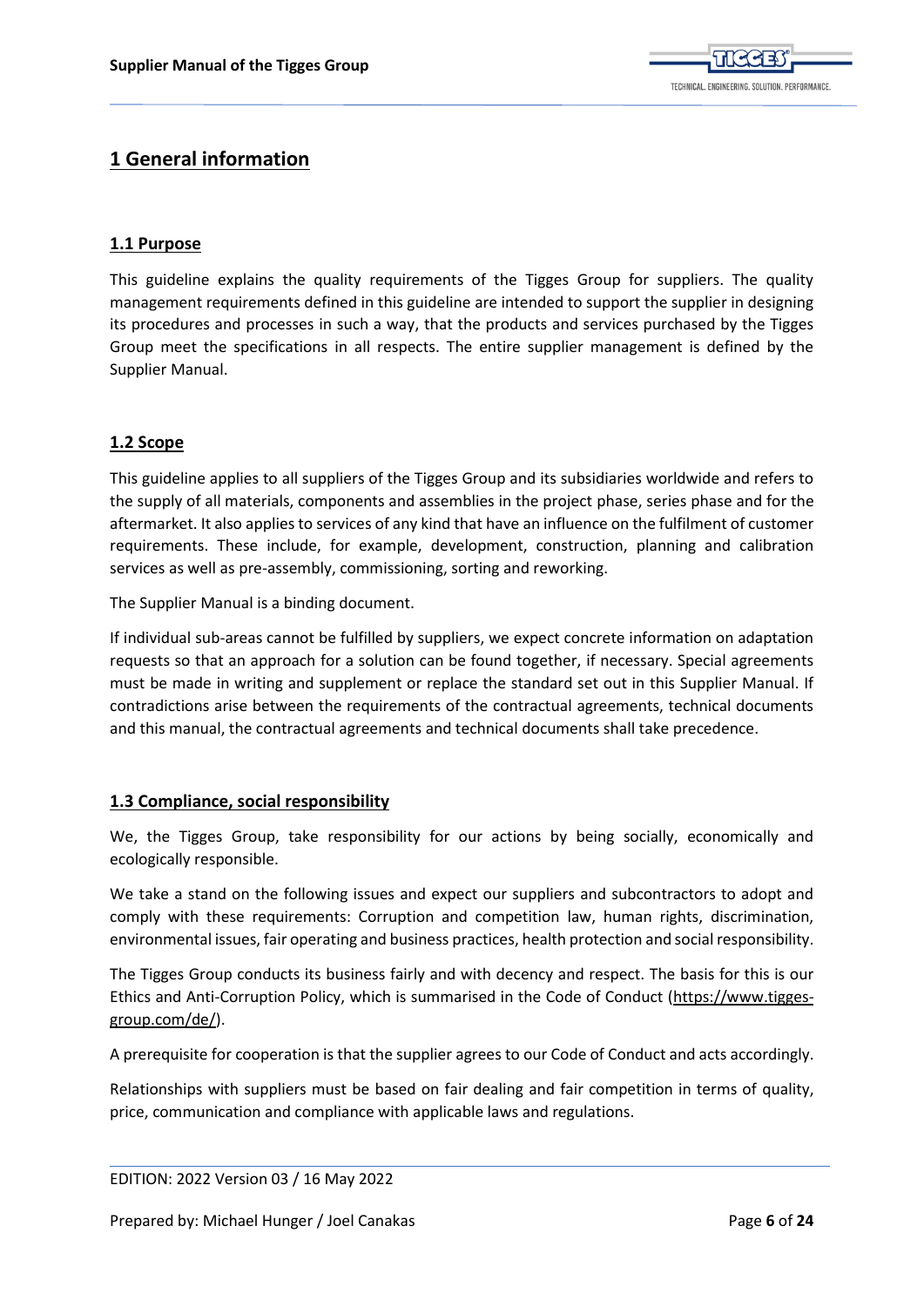# 1 General information

## 1.1 Purpose

This guideline explains the quality requirements of the Tigges Group for suppliers. The quality management requirements defined in this guideline are intended to support the supplier in designing its procedures and processes in such a way, that the products and services purchased by the Tigges Group meet the specifications in all respects. The entire supplier management is defined by the Supplier Manual.

## 1.2 Scope

This guideline applies to all suppliers of the Tigges Group and its subsidiaries worldwide and refers to the supply of all materials, components and assemblies in the project phase, series phase and for the aftermarket. It also applies to services of any kind that have an influence on the fulfilment of customer requirements. These include, for example, development, construction, planning and calibration services as well as pre-assembly, commissioning, sorting and reworking.

The Supplier Manual is a binding document.

If individual sub-areas cannot be fulfilled by suppliers, we expect concrete information on adaptation requests so that an approach for a solution can be found together, if necessary. Special agreements must be made in writing and supplement or replace the standard set out in this Supplier Manual. If contradictions arise between the requirements of the contractual agreements, technical documents and this manual, the contractual agreements and technical documents shall take precedence.

## 1.3 Compliance, social responsibility

We, the Tigges Group, take responsibility for our actions by being socially, economically and ecologically responsible.

We take a stand on the following issues and expect our suppliers and subcontractors to adopt and comply with these requirements: Corruption and competition law, human rights, discrimination, environmental issues, fair operating and business practices, health protection and social responsibility.

The Tigges Group conducts its business fairly and with decency and respect. The basis for this is our Ethics and Anti-Corruption Policy, which is summarised in the Code of Conduct (https://www.tigges-group.com/de/).

A prerequisite for cooperation is that the supplier agrees to our Code of Conduct and acts accordingly.

Relationships with suppliers must be based on fair dealing and fair competition in terms of quality, price, communication and compliance with applicable laws and regulations.

EDITION: 2022 Version 03 / 16 May 2022

Prepared by: Michael Hunger / Joel Canakas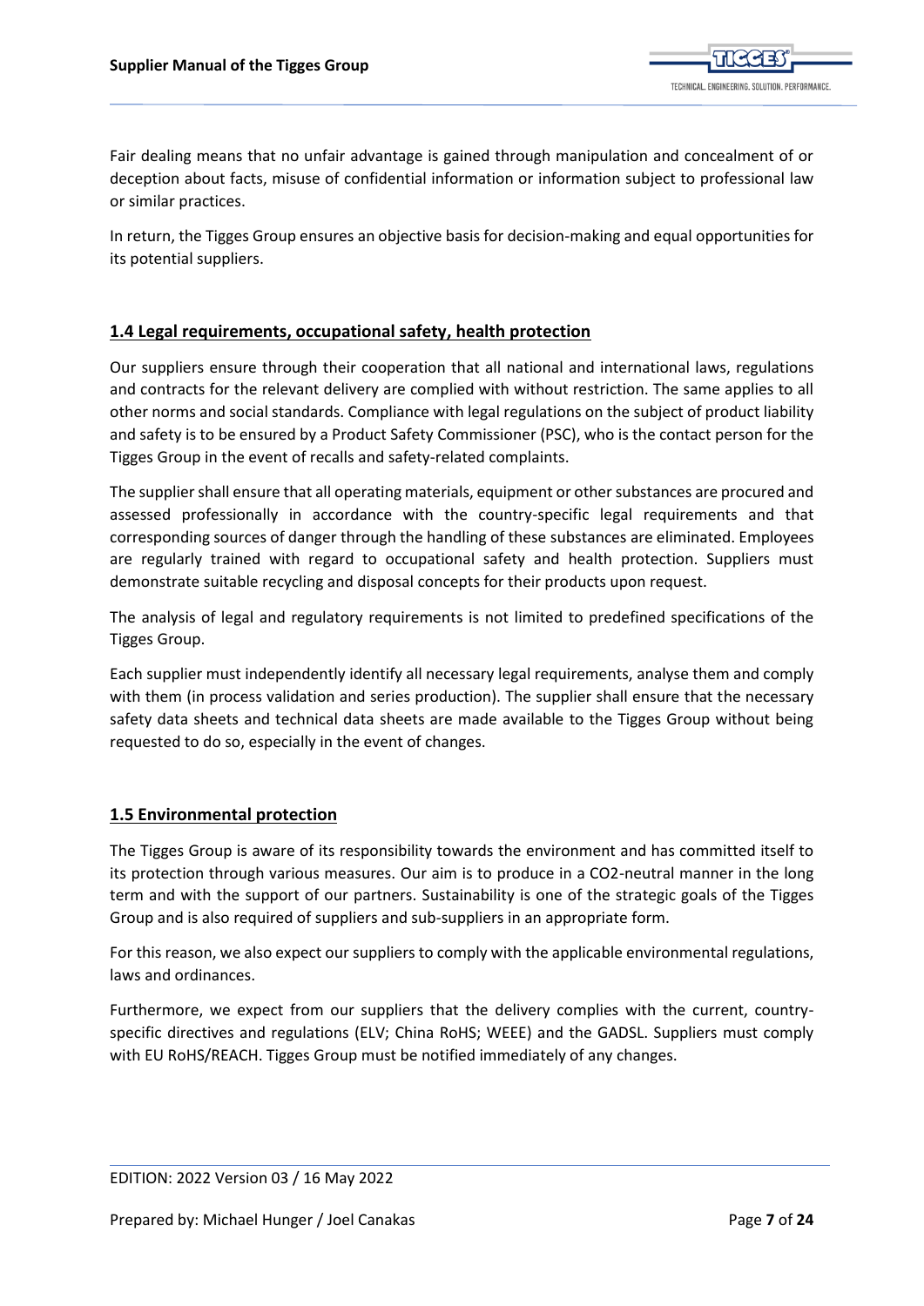Fair dealing means that no unfair advantage is gained through manipulation and concealment of or deception about facts, misuse of confidential information or information subject to professional law or similar practices.

In return, the Tigges Group ensures an objective basis for decision-making and equal opportunities for its potential suppliers.

## 1.4 Legal requirements, occupational safety, health protection

Our suppliers ensure through their cooperation that all national and international laws, regulations and contracts for the relevant delivery are complied with without restriction. The same applies to all other norms and social standards. Compliance with legal regulations on the subject of product liability and safety is to be ensured by a Product Safety Commissioner (PSC), who is the contact person for the Tigges Group in the event of recalls and safety-related complaints.

The supplier shall ensure that all operating materials, equipment or other substances are procured and assessed professionally in accordance with the country-specific legal requirements and that corresponding sources of danger through the handling of these substances are eliminated. Employees are regularly trained with regard to occupational safety and health protection. Suppliers must demonstrate suitable recycling and disposal concepts for their products upon request.

The analysis of legal and regulatory requirements is not limited to predefined specifications of the Tigges Group.

Each supplier must independently identify all necessary legal requirements, analyse them and comply with them (in process validation and series production). The supplier shall ensure that the necessary safety data sheets and technical data sheets are made available to the Tigges Group without being requested to do so, especially in the event of changes.

## 1.5 Environmental protection

The Tigges Group is aware of its responsibility towards the environment and has committed itself to its protection through various measures. Our aim is to produce in a $CO_2$-neutral manner in the long term and with the support of our partners. Sustainability is one of the strategic goals of the Tigges Group and is also required of suppliers and sub-suppliers in an appropriate form.

For this reason, we also expect our suppliers to comply with the applicable environmental regulations, laws and ordinances.

Furthermore, we expect from our suppliers that the delivery complies with the current, country-specific directives and regulations (ELV; China RoHS; WEEE) and the GADSL. Suppliers must comply with EU RoHS/REACH. Tigges Group must be notified immediately of any changes.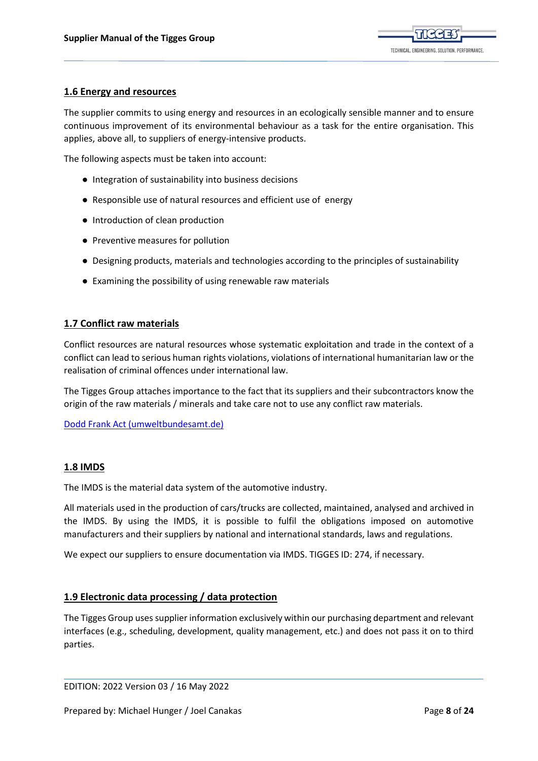## 1.6 Energy and resources

The supplier commits to using energy and resources in an ecologically sensible manner and to ensure continuous improvement of its environmental behaviour as a task for the entire organisation. This applies, above all, to suppliers of energy-intensive products.

The following aspects must be taken into account:

- Integration of sustainability into business decisions
- Responsible use of natural resources and efficient use of energy
- Introduction of clean production
- Preventive measures for pollution
- Designing products, materials and technologies according to the principles of sustainability
- Examining the possibility of using renewable raw materials

## 1.7 Conflict raw materials

Conflict resources are natural resources whose systematic exploitation and trade in the context of a conflict can lead to serious human rights violations, violations of international humanitarian law or the realisation of criminal offences under international law.

The Tigges Group attaches importance to the fact that its suppliers and their subcontractors know the origin of the raw materials / minerals and take care not to use any conflict raw materials.

Dodd Frank Act (umweltbundesamt.de)

## 1.8 IMDS

The IMDS is the material data system of the automotive industry.

All materials used in the production of cars/trucks are collected, maintained, analysed and archived in the IMDS. By using the IMDS, it is possible to fulfil the obligations imposed on automotive manufacturers and their suppliers by national and international standards, laws and regulations.

We expect our suppliers to ensure documentation via IMDS. TIGGES ID: 274, if necessary.

## 1.9 Electronic data processing / data protection

The Tigges Group uses supplier information exclusively within our purchasing department and relevant interfaces (e.g., scheduling, development, quality management, etc.) and does not pass it on to third parties.

EDITION: 2022 Version 03 / 16 May 2022

Prepared by: Michael Hunger / Joel Canakas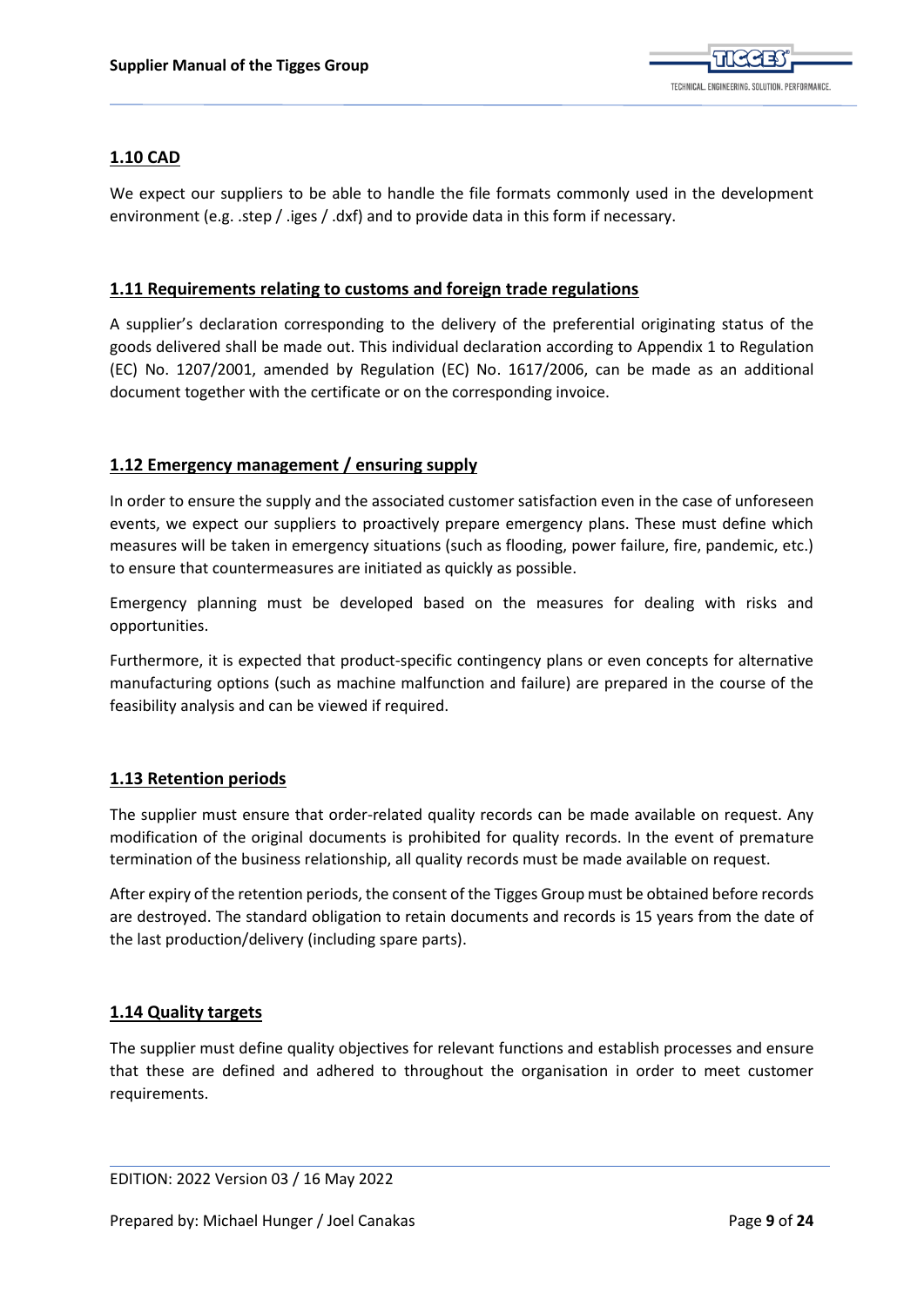## 1.10 CAD

We expect our suppliers to be able to handle the file formats commonly used in the development environment (e.g. .step / .iges / .dxf) and to provide data in this form if necessary.

## 1.11 Requirements relating to customs and foreign trade regulations

A supplier's declaration corresponding to the delivery of the preferential originating status of the goods delivered shall be made out. This individual declaration according to Appendix 1 to Regulation (EC) No. 1207/2001, amended by Regulation (EC) No. 1617/2006, can be made as an additional document together with the certificate or on the corresponding invoice.

## 1.12 Emergency management / ensuring supply

In order to ensure the supply and the associated customer satisfaction even in the case of unforeseen events, we expect our suppliers to proactively prepare emergency plans. These must define which measures will be taken in emergency situations (such as flooding, power failure, fire, pandemic, etc.) to ensure that countermeasures are initiated as quickly as possible.

Emergency planning must be developed based on the measures for dealing with risks and opportunities.

Furthermore, it is expected that product-specific contingency plans or even concepts for alternative manufacturing options (such as machine malfunction and failure) are prepared in the course of the feasibility analysis and can be viewed if required.

## 1.13 Retention periods

The supplier must ensure that order-related quality records can be made available on request. Any modification of the original documents is prohibited for quality records. In the event of premature termination of the business relationship, all quality records must be made available on request.

After expiry of the retention periods, the consent of the Tigges Group must be obtained before records are destroyed. The standard obligation to retain documents and records is 15 years from the date of the last production/delivery (including spare parts).

## 1.14 Quality targets

The supplier must define quality objectives for relevant functions and establish processes and ensure that these are defined and adhered to throughout the organisation in order to meet customer requirements.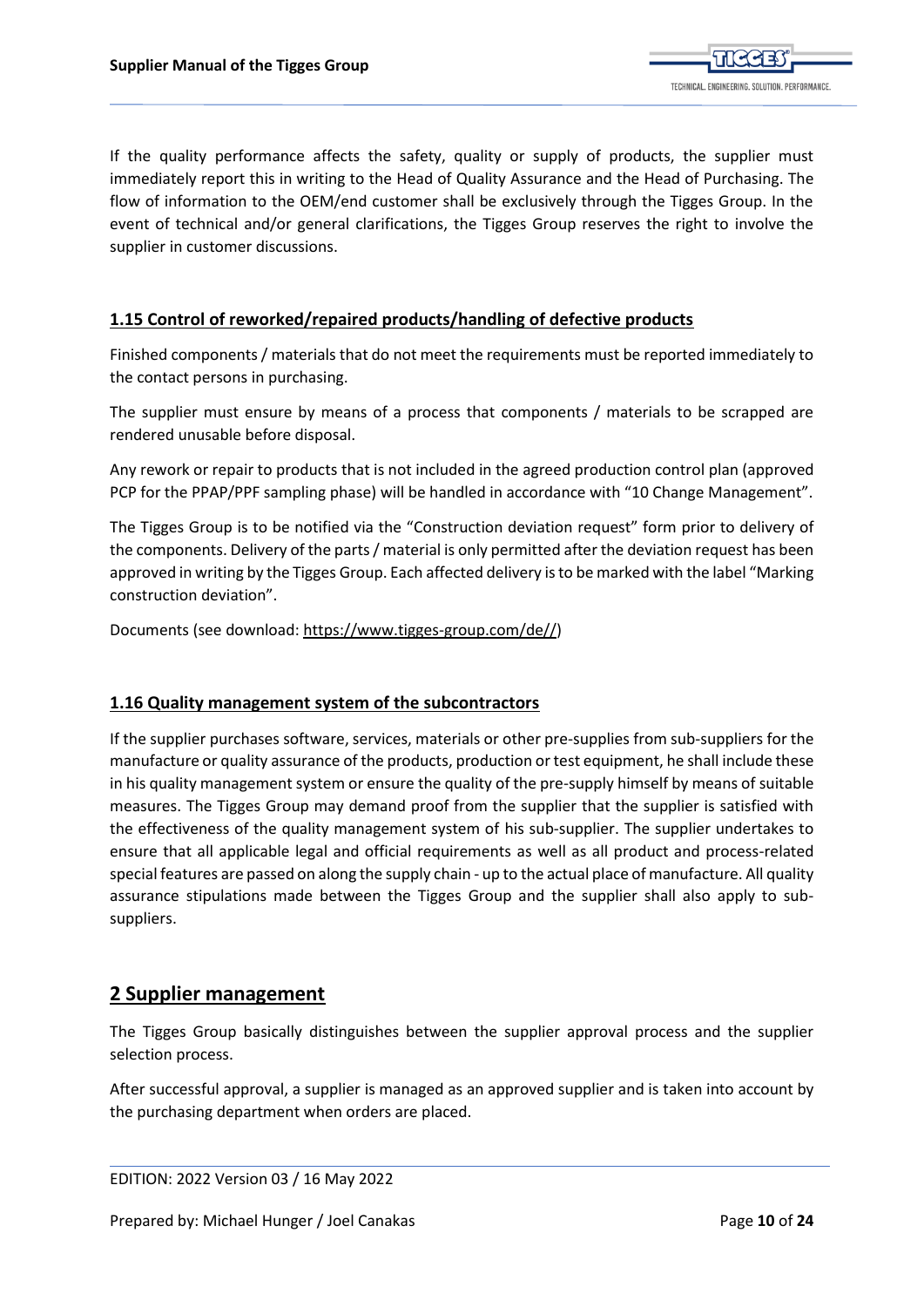If the quality performance affects the safety, quality or supply of products, the supplier must immediately report this in writing to the Head of Quality Assurance and the Head of Purchasing. The flow of information to the OEM/end customer shall be exclusively through the Tigges Group. In the event of technical and/or general clarifications, the Tigges Group reserves the right to involve the supplier in customer discussions.

### 1.15 Control of reworked/repaired products/handling of defective products

Finished components / materials that do not meet the requirements must be reported immediately to the contact persons in purchasing.

The supplier must ensure by means of a process that components / materials to be scrapped are rendered unusable before disposal.

Any rework or repair to products that is not included in the agreed production control plan (approved PCP for the PPAP/PPF sampling phase) will be handled in accordance with "10 Change Management".

The Tigges Group is to be notified via the "Construction deviation request" form prior to delivery of the components. Delivery of the parts / material is only permitted after the deviation request has been approved in writing by the Tigges Group. Each affected delivery is to be marked with the label "Marking construction deviation".

Documents (see download: https://www.tigges-group.com/de//)

### 1.16 Quality management system of the subcontractors

If the supplier purchases software, services, materials or other pre-supplies from sub-suppliers for the manufacture or quality assurance of the products, production or test equipment, he shall include these in his quality management system or ensure the quality of the pre-supply himself by means of suitable measures. The Tigges Group may demand proof from the supplier that the supplier is satisfied with the effectiveness of the quality management system of his sub-supplier. The supplier undertakes to ensure that all applicable legal and official requirements as well as all product and process-related special features are passed on along the supply chain - up to the actual place of manufacture. All quality assurance stipulations made between the Tigges Group and the supplier shall also apply to sub-suppliers.

## 2 Supplier management

The Tigges Group basically distinguishes between the supplier approval process and the supplier selection process.

After successful approval, a supplier is managed as an approved supplier and is taken into account by the purchasing department when orders are placed.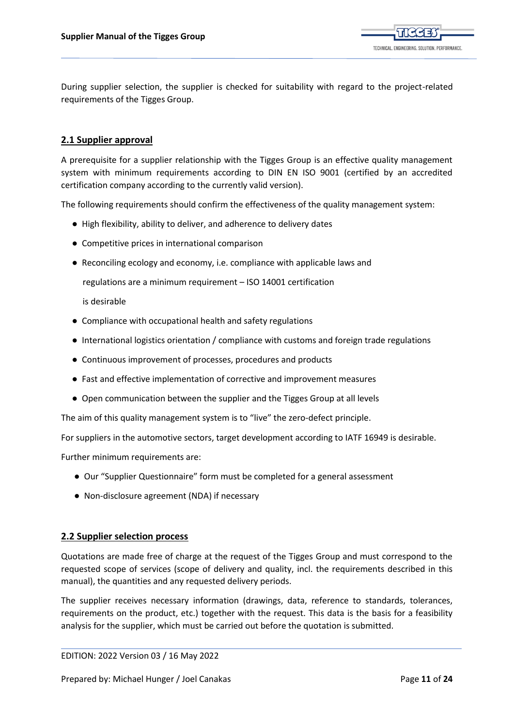During supplier selection, the supplier is checked for suitability with regard to the project-related requirements of the Tigges Group.

## 2.1 Supplier approval

A prerequisite for a supplier relationship with the Tigges Group is an effective quality management system with minimum requirements according to DIN EN ISO 9001 (certified by an accredited certification company according to the currently valid version).

The following requirements should confirm the effectiveness of the quality management system:

- High flexibility, ability to deliver, and adherence to delivery dates
- Competitive prices in international comparison
- Reconciling ecology and economy, i.e. compliance with applicable laws and regulations are a minimum requirement – ISO 14001 certification is desirable
- Compliance with occupational health and safety regulations
- International logistics orientation / compliance with customs and foreign trade regulations
- Continuous improvement of processes, procedures and products
- Fast and effective implementation of corrective and improvement measures
- Open communication between the supplier and the Tigges Group at all levels

The aim of this quality management system is to "live" the zero-defect principle.

For suppliers in the automotive sectors, target development according to IATF 16949 is desirable.

Further minimum requirements are:

- Our "Supplier Questionnaire" form must be completed for a general assessment
- Non-disclosure agreement (NDA) if necessary

## 2.2 Supplier selection process

Quotations are made free of charge at the request of the Tigges Group and must correspond to the requested scope of services (scope of delivery and quality, incl. the requirements described in this manual), the quantities and any requested delivery periods.

The supplier receives necessary information (drawings, data, reference to standards, tolerances, requirements on the product, etc.) together with the request. This data is the basis for a feasibility analysis for the supplier, which must be carried out before the quotation is submitted.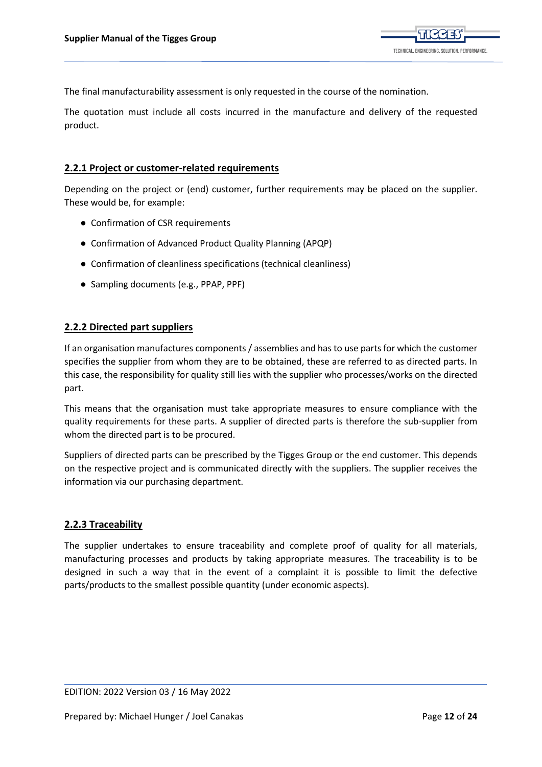The final manufacturability assessment is only requested in the course of the nomination.

The quotation must include all costs incurred in the manufacture and delivery of the requested product.

### 2.2.1 Project or customer-related requirements

Depending on the project or (end) customer, further requirements may be placed on the supplier. These would be, for example:

- Confirmation of CSR requirements
- Confirmation of Advanced Product Quality Planning (APQP)
- Confirmation of cleanliness specifications (technical cleanliness)
- Sampling documents (e.g., PPAP, PPF)

### 2.2.2 Directed part suppliers

If an organisation manufactures components / assemblies and has to use parts for which the customer specifies the supplier from whom they are to be obtained, these are referred to as directed parts. In this case, the responsibility for quality still lies with the supplier who processes/works on the directed part.

This means that the organisation must take appropriate measures to ensure compliance with the quality requirements for these parts. A supplier of directed parts is therefore the sub-supplier from whom the directed part is to be procured.

Suppliers of directed parts can be prescribed by the Tigges Group or the end customer. This depends on the respective project and is communicated directly with the suppliers. The supplier receives the information via our purchasing department.

### 2.2.3 Traceability

The supplier undertakes to ensure traceability and complete proof of quality for all materials, manufacturing processes and products by taking appropriate measures. The traceability is to be designed in such a way that in the event of a complaint it is possible to limit the defective parts/products to the smallest possible quantity (under economic aspects).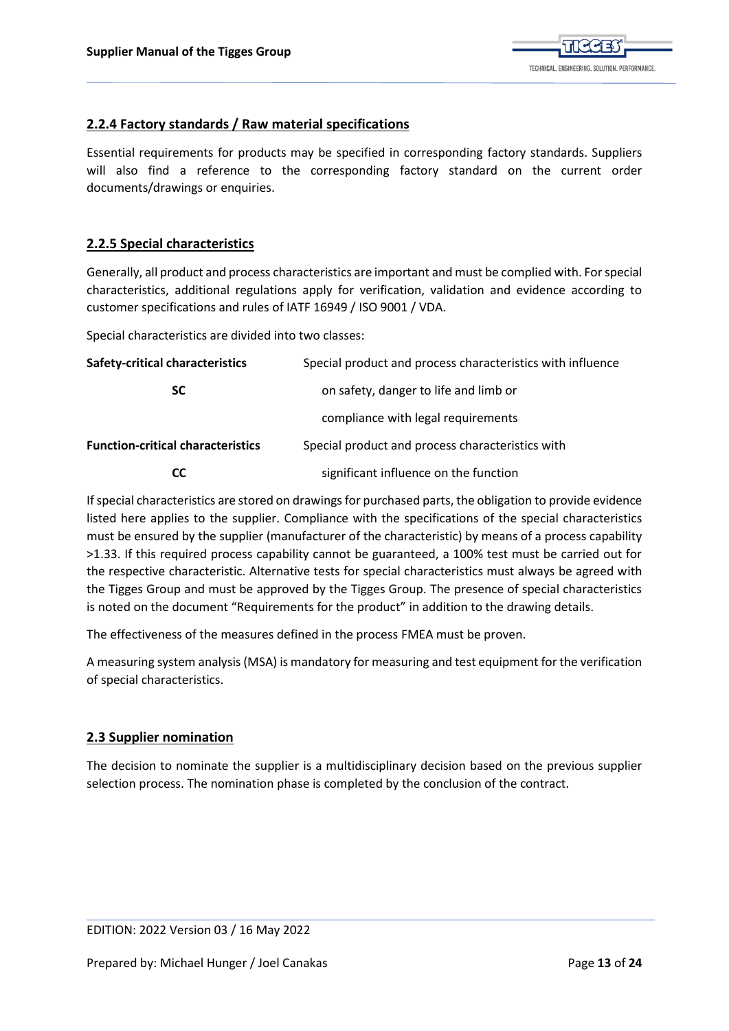## 2.2.4 Factory standards / Raw material specifications

Essential requirements for products may be specified in corresponding factory standards. Suppliers will also find a reference to the corresponding factory standard on the current order documents/drawings or enquiries.

## 2.2.5 Special characteristics

Generally, all product and process characteristics are important and must be complied with. For special characteristics, additional regulations apply for verification, validation and evidence according to customer specifications and rules of IATF 16949 / ISO 9001 / VDA.

Special characteristics are divided into two classes:

| | |
|---|---|
| **Safety-critical characteristics** **SC** | Special product and process characteristics with influence on safety, danger to life and limb or compliance with legal requirements |
| **Function-critical characteristics** **CC** | Special product and process characteristics with significant influence on the function |

If special characteristics are stored on drawings for purchased parts, the obligation to provide evidence listed here applies to the supplier. Compliance with the specifications of the special characteristics must be ensured by the supplier (manufacturer of the characteristic) by means of a process capability >1.33. If this required process capability cannot be guaranteed, a 100% test must be carried out for the respective characteristic. Alternative tests for special characteristics must always be agreed with the Tigges Group and must be approved by the Tigges Group. The presence of special characteristics is noted on the document "Requirements for the product" in addition to the drawing details.

The effectiveness of the measures defined in the process FMEA must be proven.

A measuring system analysis (MSA) is mandatory for measuring and test equipment for the verification of special characteristics.

## 2.3 Supplier nomination

The decision to nominate the supplier is a multidisciplinary decision based on the previous supplier selection process. The nomination phase is completed by the conclusion of the contract.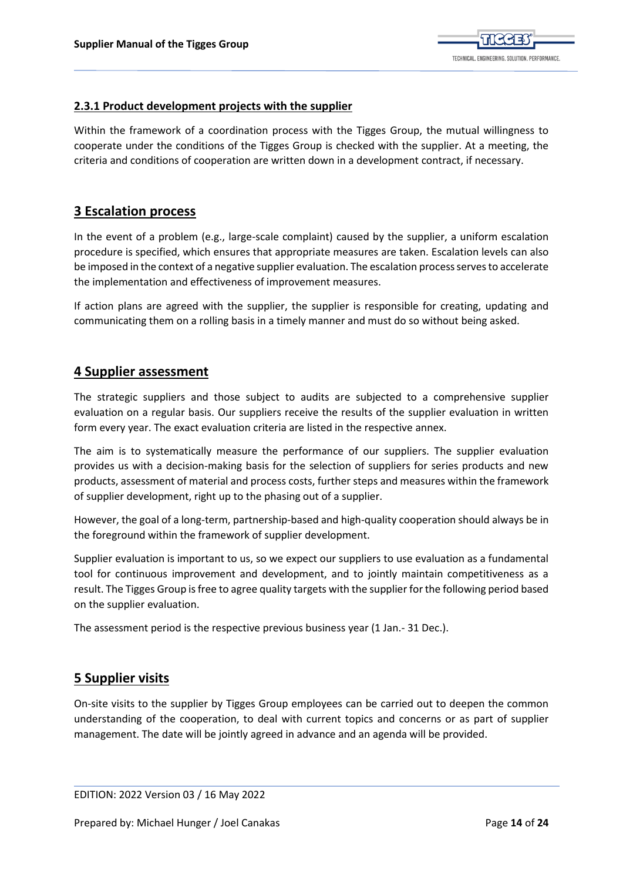### 2.3.1 Product development projects with the supplier

Within the framework of a coordination process with the Tigges Group, the mutual willingness to cooperate under the conditions of the Tigges Group is checked with the supplier. At a meeting, the criteria and conditions of cooperation are written down in a development contract, if necessary.

## 3 Escalation process

In the event of a problem (e.g., large-scale complaint) caused by the supplier, a uniform escalation procedure is specified, which ensures that appropriate measures are taken. Escalation levels can also be imposed in the context of a negative supplier evaluation. The escalation process serves to accelerate the implementation and effectiveness of improvement measures.

If action plans are agreed with the supplier, the supplier is responsible for creating, updating and communicating them on a rolling basis in a timely manner and must do so without being asked.

## 4 Supplier assessment

The strategic suppliers and those subject to audits are subjected to a comprehensive supplier evaluation on a regular basis. Our suppliers receive the results of the supplier evaluation in written form every year. The exact evaluation criteria are listed in the respective annex.

The aim is to systematically measure the performance of our suppliers. The supplier evaluation provides us with a decision-making basis for the selection of suppliers for series products and new products, assessment of material and process costs, further steps and measures within the framework of supplier development, right up to the phasing out of a supplier.

However, the goal of a long-term, partnership-based and high-quality cooperation should always be in the foreground within the framework of supplier development.

Supplier evaluation is important to us, so we expect our suppliers to use evaluation as a fundamental tool for continuous improvement and development, and to jointly maintain competitiveness as a result. The Tigges Group is free to agree quality targets with the supplier for the following period based on the supplier evaluation.

The assessment period is the respective previous business year (1 Jan.- 31 Dec.).

## 5 Supplier visits

On-site visits to the supplier by Tigges Group employees can be carried out to deepen the common understanding of the cooperation, to deal with current topics and concerns or as part of supplier management. The date will be jointly agreed in advance and an agenda will be provided.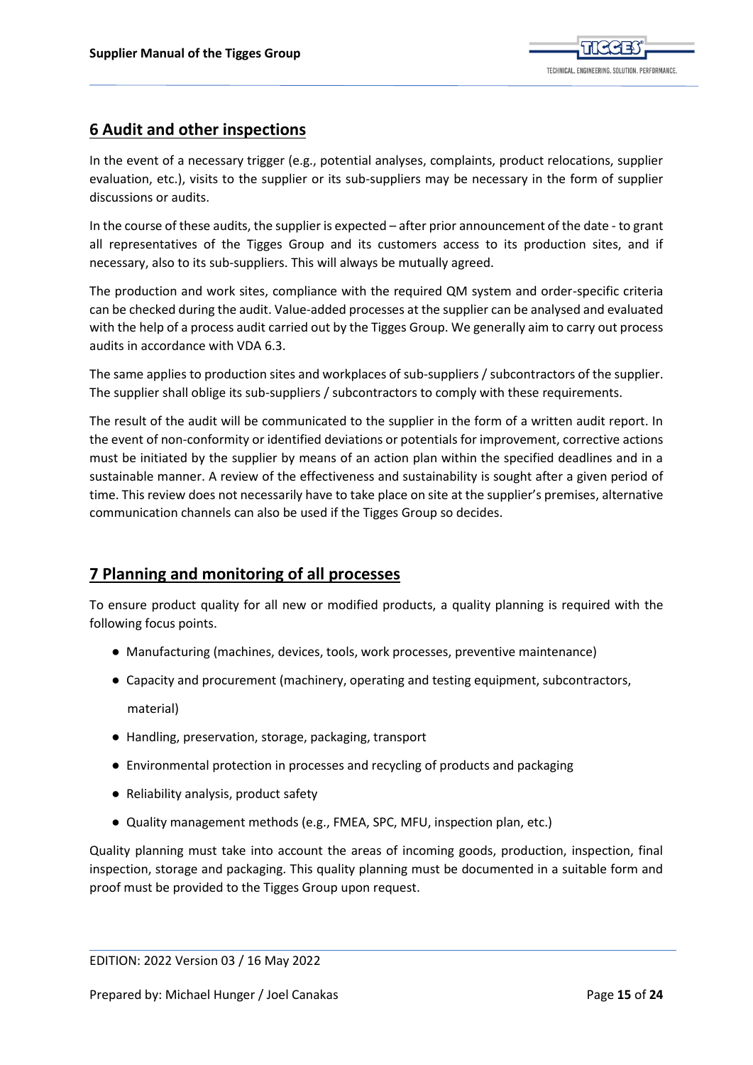## 6 Audit and other inspections

In the event of a necessary trigger (e.g., potential analyses, complaints, product relocations, supplier evaluation, etc.), visits to the supplier or its sub-suppliers may be necessary in the form of supplier discussions or audits.

In the course of these audits, the supplier is expected – after prior announcement of the date - to grant all representatives of the Tigges Group and its customers access to its production sites, and if necessary, also to its sub-suppliers. This will always be mutually agreed.

The production and work sites, compliance with the required QM system and order-specific criteria can be checked during the audit. Value-added processes at the supplier can be analysed and evaluated with the help of a process audit carried out by the Tigges Group. We generally aim to carry out process audits in accordance with VDA 6.3.

The same applies to production sites and workplaces of sub-suppliers / subcontractors of the supplier. The supplier shall oblige its sub-suppliers / subcontractors to comply with these requirements.

The result of the audit will be communicated to the supplier in the form of a written audit report. In the event of non-conformity or identified deviations or potentials for improvement, corrective actions must be initiated by the supplier by means of an action plan within the specified deadlines and in a sustainable manner. A review of the effectiveness and sustainability is sought after a given period of time. This review does not necessarily have to take place on site at the supplier's premises, alternative communication channels can also be used if the Tigges Group so decides.

## 7 Planning and monitoring of all processes

To ensure product quality for all new or modified products, a quality planning is required with the following focus points.

- Manufacturing (machines, devices, tools, work processes, preventive maintenance)
- Capacity and procurement (machinery, operating and testing equipment, subcontractors, material)
- Handling, preservation, storage, packaging, transport
- Environmental protection in processes and recycling of products and packaging
- Reliability analysis, product safety
- Quality management methods (e.g., FMEA, SPC, MFU, inspection plan, etc.)

Quality planning must take into account the areas of incoming goods, production, inspection, final inspection, storage and packaging. This quality planning must be documented in a suitable form and proof must be provided to the Tigges Group upon request.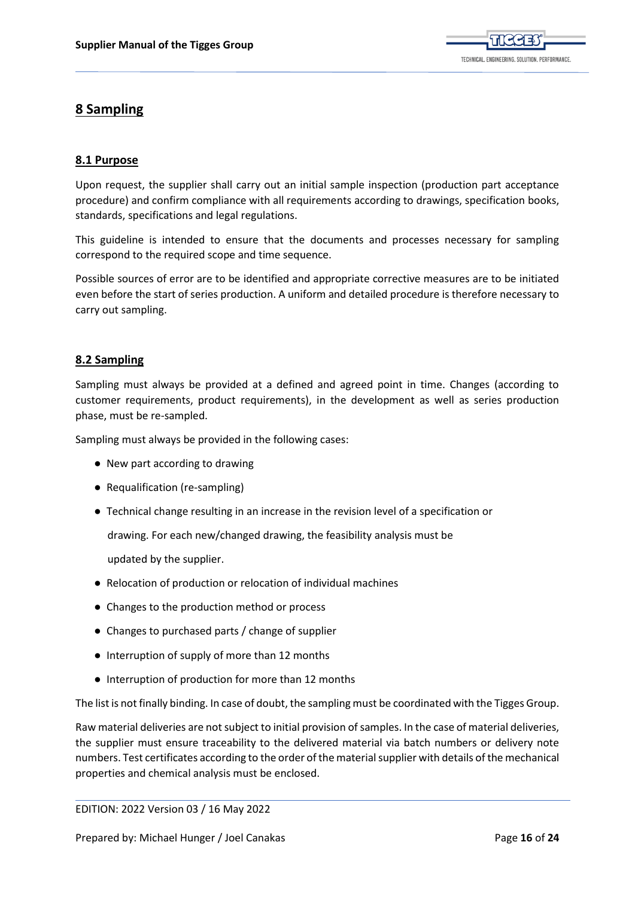## 8 Sampling

### 8.1 Purpose

Upon request, the supplier shall carry out an initial sample inspection (production part acceptance procedure) and confirm compliance with all requirements according to drawings, specification books, standards, specifications and legal regulations.

This guideline is intended to ensure that the documents and processes necessary for sampling correspond to the required scope and time sequence.

Possible sources of error are to be identified and appropriate corrective measures are to be initiated even before the start of series production. A uniform and detailed procedure is therefore necessary to carry out sampling.

### 8.2 Sampling

Sampling must always be provided at a defined and agreed point in time. Changes (according to customer requirements, product requirements), in the development as well as series production phase, must be re-sampled.

Sampling must always be provided in the following cases:

- New part according to drawing
- Requalification (re-sampling)
- Technical change resulting in an increase in the revision level of a specification or drawing. For each new/changed drawing, the feasibility analysis must be updated by the supplier.
- Relocation of production or relocation of individual machines
- Changes to the production method or process
- Changes to purchased parts / change of supplier
- Interruption of supply of more than 12 months
- Interruption of production for more than 12 months

The list is not finally binding. In case of doubt, the sampling must be coordinated with the Tigges Group.

Raw material deliveries are not subject to initial provision of samples. In the case of material deliveries, the supplier must ensure traceability to the delivered material via batch numbers or delivery note numbers. Test certificates according to the order of the material supplier with details of the mechanical properties and chemical analysis must be enclosed.

EDITION: 2022 Version 03 / 16 May 2022

Prepared by: Michael Hunger / Joel Canakas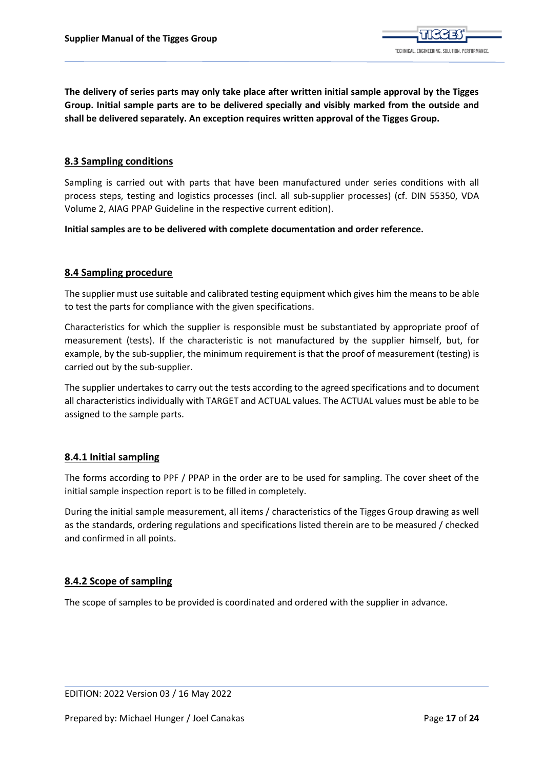**The delivery of series parts may only take place after written initial sample approval by the Tigges Group. Initial sample parts are to be delivered specially and visibly marked from the outside and shall be delivered separately. An exception requires written approval of the Tigges Group.**

## 8.3 Sampling conditions

Sampling is carried out with parts that have been manufactured under series conditions with all process steps, testing and logistics processes (incl. all sub-supplier processes) (cf. DIN 55350, VDA Volume 2, AIAG PPAP Guideline in the respective current edition).

**Initial samples are to be delivered with complete documentation and order reference.**

## 8.4 Sampling procedure

The supplier must use suitable and calibrated testing equipment which gives him the means to be able to test the parts for compliance with the given specifications.

Characteristics for which the supplier is responsible must be substantiated by appropriate proof of measurement (tests). If the characteristic is not manufactured by the supplier himself, but, for example, by the sub-supplier, the minimum requirement is that the proof of measurement (testing) is carried out by the sub-supplier.

The supplier undertakes to carry out the tests according to the agreed specifications and to document all characteristics individually with TARGET and ACTUAL values. The ACTUAL values must be able to be assigned to the sample parts.

### 8.4.1 Initial sampling

The forms according to PPF / PPAP in the order are to be used for sampling. The cover sheet of the initial sample inspection report is to be filled in completely.

During the initial sample measurement, all items / characteristics of the Tigges Group drawing as well as the standards, ordering regulations and specifications listed therein are to be measured / checked and confirmed in all points.

### 8.4.2 Scope of sampling

The scope of samples to be provided is coordinated and ordered with the supplier in advance.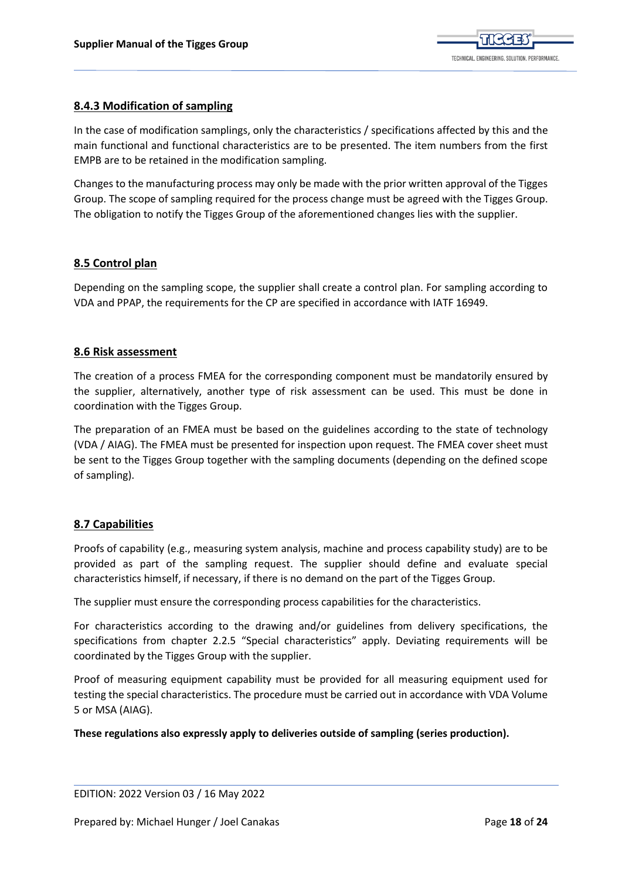### 8.4.3 Modification of sampling

In the case of modification samplings, only the characteristics / specifications affected by this and the main functional and functional characteristics are to be presented. The item numbers from the first EMPB are to be retained in the modification sampling.

Changes to the manufacturing process may only be made with the prior written approval of the Tigges Group. The scope of sampling required for the process change must be agreed with the Tigges Group. The obligation to notify the Tigges Group of the aforementioned changes lies with the supplier.

## 8.5 Control plan

Depending on the sampling scope, the supplier shall create a control plan. For sampling according to VDA and PPAP, the requirements for the CP are specified in accordance with IATF 16949.

## 8.6 Risk assessment

The creation of a process FMEA for the corresponding component must be mandatorily ensured by the supplier, alternatively, another type of risk assessment can be used. This must be done in coordination with the Tigges Group.

The preparation of an FMEA must be based on the guidelines according to the state of technology (VDA / AIAG). The FMEA must be presented for inspection upon request. The FMEA cover sheet must be sent to the Tigges Group together with the sampling documents (depending on the defined scope of sampling).

## 8.7 Capabilities

Proofs of capability (e.g., measuring system analysis, machine and process capability study) are to be provided as part of the sampling request. The supplier should define and evaluate special characteristics himself, if necessary, if there is no demand on the part of the Tigges Group.

The supplier must ensure the corresponding process capabilities for the characteristics.

For characteristics according to the drawing and/or guidelines from delivery specifications, the specifications from chapter 2.2.5 "Special characteristics" apply. Deviating requirements will be coordinated by the Tigges Group with the supplier.

Proof of measuring equipment capability must be provided for all measuring equipment used for testing the special characteristics. The procedure must be carried out in accordance with VDA Volume 5 or MSA (AIAG).

**These regulations also expressly apply to deliveries outside of sampling (series production).**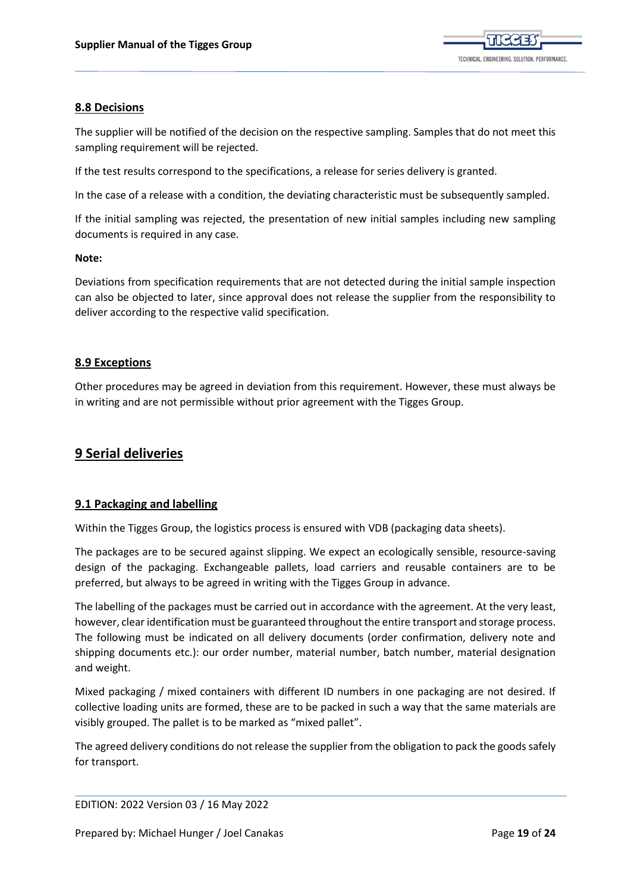### 8.8 Decisions

The supplier will be notified of the decision on the respective sampling. Samples that do not meet this sampling requirement will be rejected.

If the test results correspond to the specifications, a release for series delivery is granted.

In the case of a release with a condition, the deviating characteristic must be subsequently sampled.

If the initial sampling was rejected, the presentation of new initial samples including new sampling documents is required in any case.

**Note:**

Deviations from specification requirements that are not detected during the initial sample inspection can also be objected to later, since approval does not release the supplier from the responsibility to deliver according to the respective valid specification.

### 8.9 Exceptions

Other procedures may be agreed in deviation from this requirement. However, these must always be in writing and are not permissible without prior agreement with the Tigges Group.

## 9 Serial deliveries

### 9.1 Packaging and labelling

Within the Tigges Group, the logistics process is ensured with VDB (packaging data sheets).

The packages are to be secured against slipping. We expect an ecologically sensible, resource-saving design of the packaging. Exchangeable pallets, load carriers and reusable containers are to be preferred, but always to be agreed in writing with the Tigges Group in advance.

The labelling of the packages must be carried out in accordance with the agreement. At the very least, however, clear identification must be guaranteed throughout the entire transport and storage process. The following must be indicated on all delivery documents (order confirmation, delivery note and shipping documents etc.): our order number, material number, batch number, material designation and weight.

Mixed packaging / mixed containers with different ID numbers in one packaging are not desired. If collective loading units are formed, these are to be packed in such a way that the same materials are visibly grouped. The pallet is to be marked as "mixed pallet".

The agreed delivery conditions do not release the supplier from the obligation to pack the goods safely for transport.

EDITION: 2022 Version 03 / 16 May 2022

Prepared by: Michael Hunger / Joel Canakas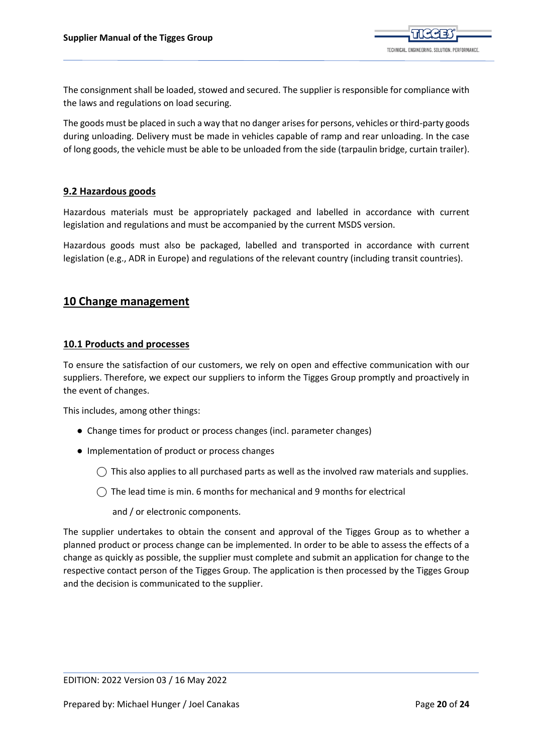The consignment shall be loaded, stowed and secured. The supplier is responsible for compliance with the laws and regulations on load securing.

The goods must be placed in such a way that no danger arises for persons, vehicles or third-party goods during unloading. Delivery must be made in vehicles capable of ramp and rear unloading. In the case of long goods, the vehicle must be able to be unloaded from the side (tarpaulin bridge, curtain trailer).

### 9.2 Hazardous goods

Hazardous materials must be appropriately packaged and labelled in accordance with current legislation and regulations and must be accompanied by the current MSDS version.

Hazardous goods must also be packaged, labelled and transported in accordance with current legislation (e.g., ADR in Europe) and regulations of the relevant country (including transit countries).

## 10 Change management

### 10.1 Products and processes

To ensure the satisfaction of our customers, we rely on open and effective communication with our suppliers. Therefore, we expect our suppliers to inform the Tigges Group promptly and proactively in the event of changes.

This includes, among other things:

- Change times for product or process changes (incl. parameter changes)
- Implementation of product or process changes
  - This also applies to all purchased parts as well as the involved raw materials and supplies.
  - The lead time is min. 6 months for mechanical and 9 months for electrical and / or electronic components.

The supplier undertakes to obtain the consent and approval of the Tigges Group as to whether a planned product or process change can be implemented. In order to be able to assess the effects of a change as quickly as possible, the supplier must complete and submit an application for change to the respective contact person of the Tigges Group. The application is then processed by the Tigges Group and the decision is communicated to the supplier.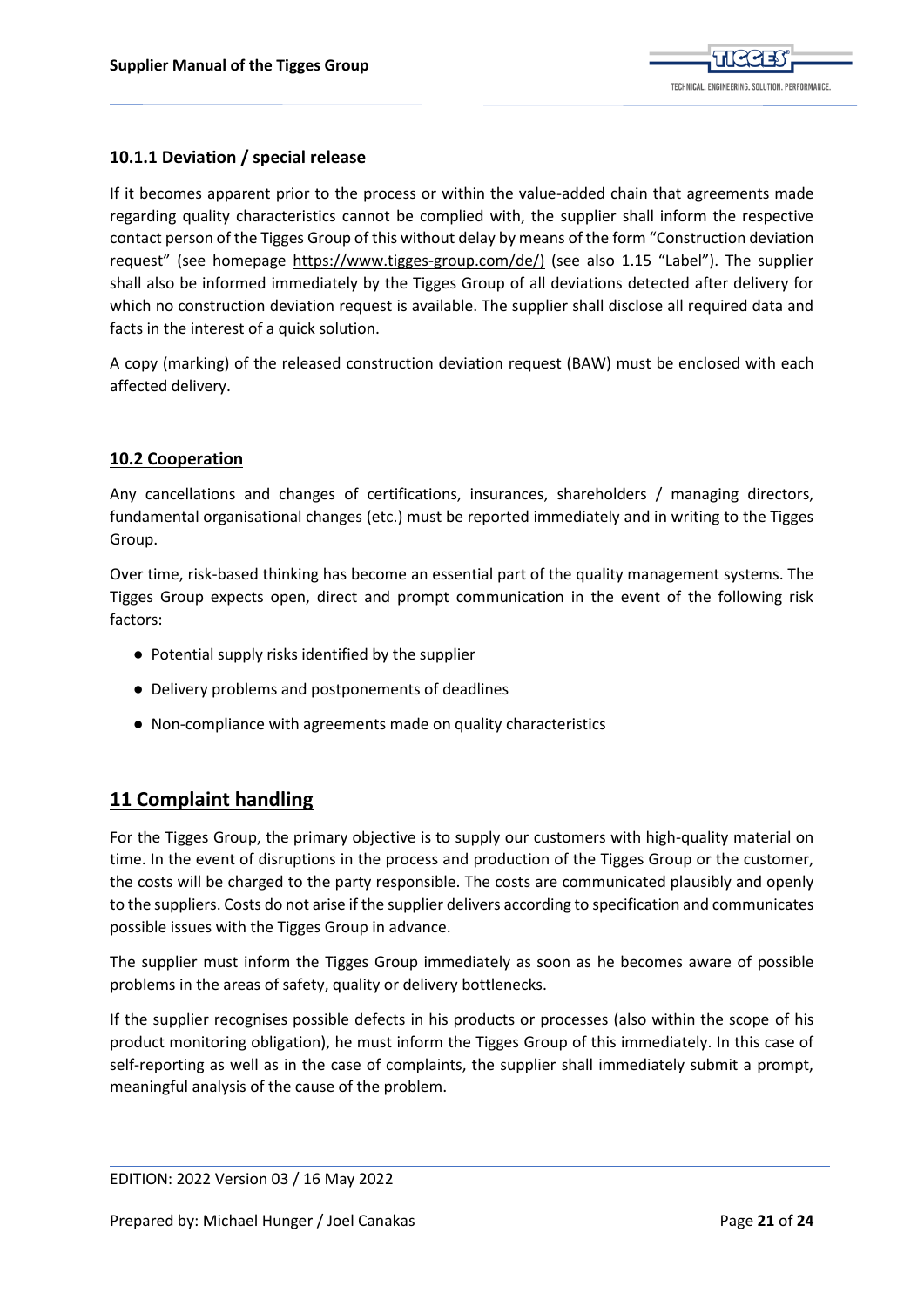### 10.1.1 Deviation / special release

If it becomes apparent prior to the process or within the value-added chain that agreements made regarding quality characteristics cannot be complied with, the supplier shall inform the respective contact person of the Tigges Group of this without delay by means of the form "Construction deviation request" (see homepage https://www.tigges-group.com/de/) (see also 1.15 "Label"). The supplier shall also be informed immediately by the Tigges Group of all deviations detected after delivery for which no construction deviation request is available. The supplier shall disclose all required data and facts in the interest of a quick solution.

A copy (marking) of the released construction deviation request (BAW) must be enclosed with each affected delivery.

### 10.2 Cooperation

Any cancellations and changes of certifications, insurances, shareholders / managing directors, fundamental organisational changes (etc.) must be reported immediately and in writing to the Tigges Group.

Over time, risk-based thinking has become an essential part of the quality management systems. The Tigges Group expects open, direct and prompt communication in the event of the following risk factors:

- Potential supply risks identified by the supplier
- Delivery problems and postponements of deadlines
- Non-compliance with agreements made on quality characteristics

## 11 Complaint handling

For the Tigges Group, the primary objective is to supply our customers with high-quality material on time. In the event of disruptions in the process and production of the Tigges Group or the customer, the costs will be charged to the party responsible. The costs are communicated plausibly and openly to the suppliers. Costs do not arise if the supplier delivers according to specification and communicates possible issues with the Tigges Group in advance.

The supplier must inform the Tigges Group immediately as soon as he becomes aware of possible problems in the areas of safety, quality or delivery bottlenecks.

If the supplier recognises possible defects in his products or processes (also within the scope of his product monitoring obligation), he must inform the Tigges Group of this immediately. In this case of self-reporting as well as in the case of complaints, the supplier shall immediately submit a prompt, meaningful analysis of the cause of the problem.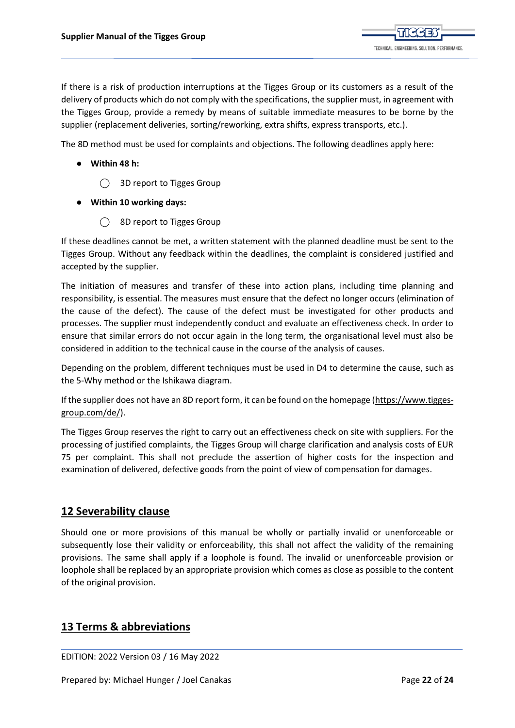If there is a risk of production interruptions at the Tigges Group or its customers as a result of the delivery of products which do not comply with the specifications, the supplier must, in agreement with the Tigges Group, provide a remedy by means of suitable immediate measures to be borne by the supplier (replacement deliveries, sorting/reworking, extra shifts, express transports, etc.).

The 8D method must be used for complaints and objections. The following deadlines apply here:

- **Within 48 h:**
  - 3D report to Tigges Group
- **Within 10 working days:**
  - 8D report to Tigges Group

If these deadlines cannot be met, a written statement with the planned deadline must be sent to the Tigges Group. Without any feedback within the deadlines, the complaint is considered justified and accepted by the supplier.

The initiation of measures and transfer of these into action plans, including time planning and responsibility, is essential. The measures must ensure that the defect no longer occurs (elimination of the cause of the defect). The cause of the defect must be investigated for other products and processes. The supplier must independently conduct and evaluate an effectiveness check. In order to ensure that similar errors do not occur again in the long term, the organisational level must also be considered in addition to the technical cause in the course of the analysis of causes.

Depending on the problem, different techniques must be used in D4 to determine the cause, such as the 5-Why method or the Ishikawa diagram.

If the supplier does not have an 8D report form, it can be found on the homepage (https://www.tigges-group.com/de/).

The Tigges Group reserves the right to carry out an effectiveness check on site with suppliers. For the processing of justified complaints, the Tigges Group will charge clarification and analysis costs of EUR 75 per complaint. This shall not preclude the assertion of higher costs for the inspection and examination of delivered, defective goods from the point of view of compensation for damages.

## 12 Severability clause

Should one or more provisions of this manual be wholly or partially invalid or unenforceable or subsequently lose their validity or enforceability, this shall not affect the validity of the remaining provisions. The same shall apply if a loophole is found. The invalid or unenforceable provision or loophole shall be replaced by an appropriate provision which comes as close as possible to the content of the original provision.

## 13 Terms & abbreviations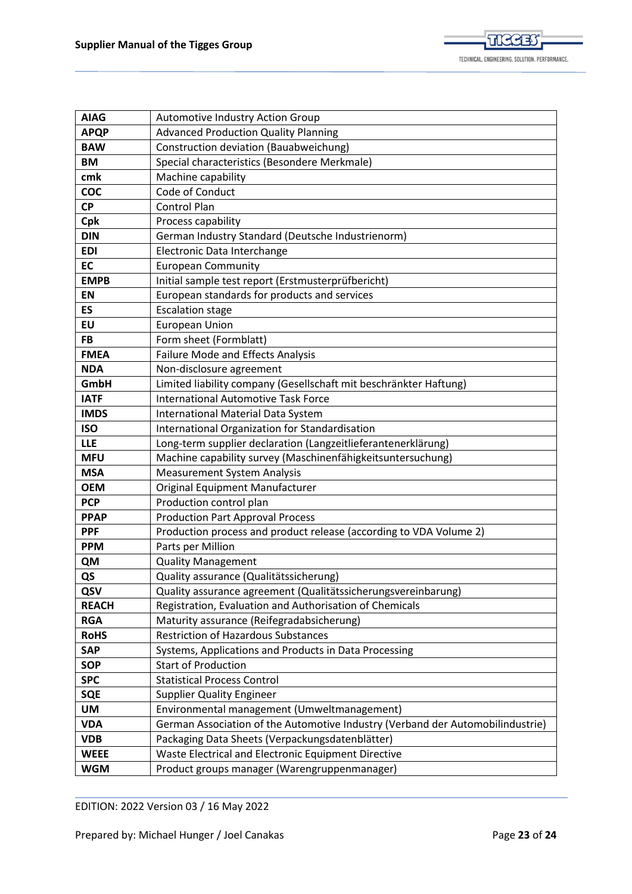| **AIAG** | Automotive Industry Action Group |
|---|---|
| **APQP** | Advanced Production Quality Planning |
| **BAW** | Construction deviation (Bauabweichung) |
| **BM** | Special characteristics (Besondere Merkmale) |
| **cmk** | Machine capability |
| **COC** | Code of Conduct |
| **CP** | Control Plan |
| **Cpk** | Process capability |
| **DIN** | German Industry Standard (Deutsche Industrienorm) |
| **EDI** | Electronic Data Interchange |
| **EC** | European Community |
| **EMPB** | Initial sample test report (Erstmusterprüfbericht) |
| **EN** | European standards for products and services |
| **ES** | Escalation stage |
| **EU** | European Union |
| **FB** | Form sheet (Formblatt) |
| **FMEA** | Failure Mode and Effects Analysis |
| **NDA** | Non-disclosure agreement |
| **GmbH** | Limited liability company (Gesellschaft mit beschränkter Haftung) |
| **IATF** | International Automotive Task Force |
| **IMDS** | International Material Data System |
| **ISO** | International Organization for Standardisation |
| **LLE** | Long-term supplier declaration (Langzeitlieferantenerklärung) |
| **MFU** | Machine capability survey (Maschinenfähigkeitsuntersuchung) |
| **MSA** | Measurement System Analysis |
| **OEM** | Original Equipment Manufacturer |
| **PCP** | Production control plan |
| **PPAP** | Production Part Approval Process |
| **PPF** | Production process and product release (according to VDA Volume 2) |
| **PPM** | Parts per Million |
| **QM** | Quality Management |
| **QS** | Quality assurance (Qualitätssicherung) |
| **QSV** | Quality assurance agreement (Qualitätssicherungsvereinbarung) |
| **REACH** | Registration, Evaluation and Authorisation of Chemicals |
| **RGA** | Maturity assurance (Reifegradabsicherung) |
| **RoHS** | Restriction of Hazardous Substances |
| **SAP** | Systems, Applications and Products in Data Processing |
| **SOP** | Start of Production |
| **SPC** | Statistical Process Control |
| **SQE** | Supplier Quality Engineer |
| **UM** | Environmental management (Umweltmanagement) |
| **VDA** | German Association of the Automotive Industry (Verband der Automobilindustrie) |
| **VDB** | Packaging Data Sheets (Verpackungsdatenblätter) |
| **WEEE** | Waste Electrical and Electronic Equipment Directive |
| **WGM** | Product groups manager (Warengruppenmanager) |

EDITION: 2022 Version 03 / 16 May 2022

Prepared by: Michael Hunger / Joel Canakas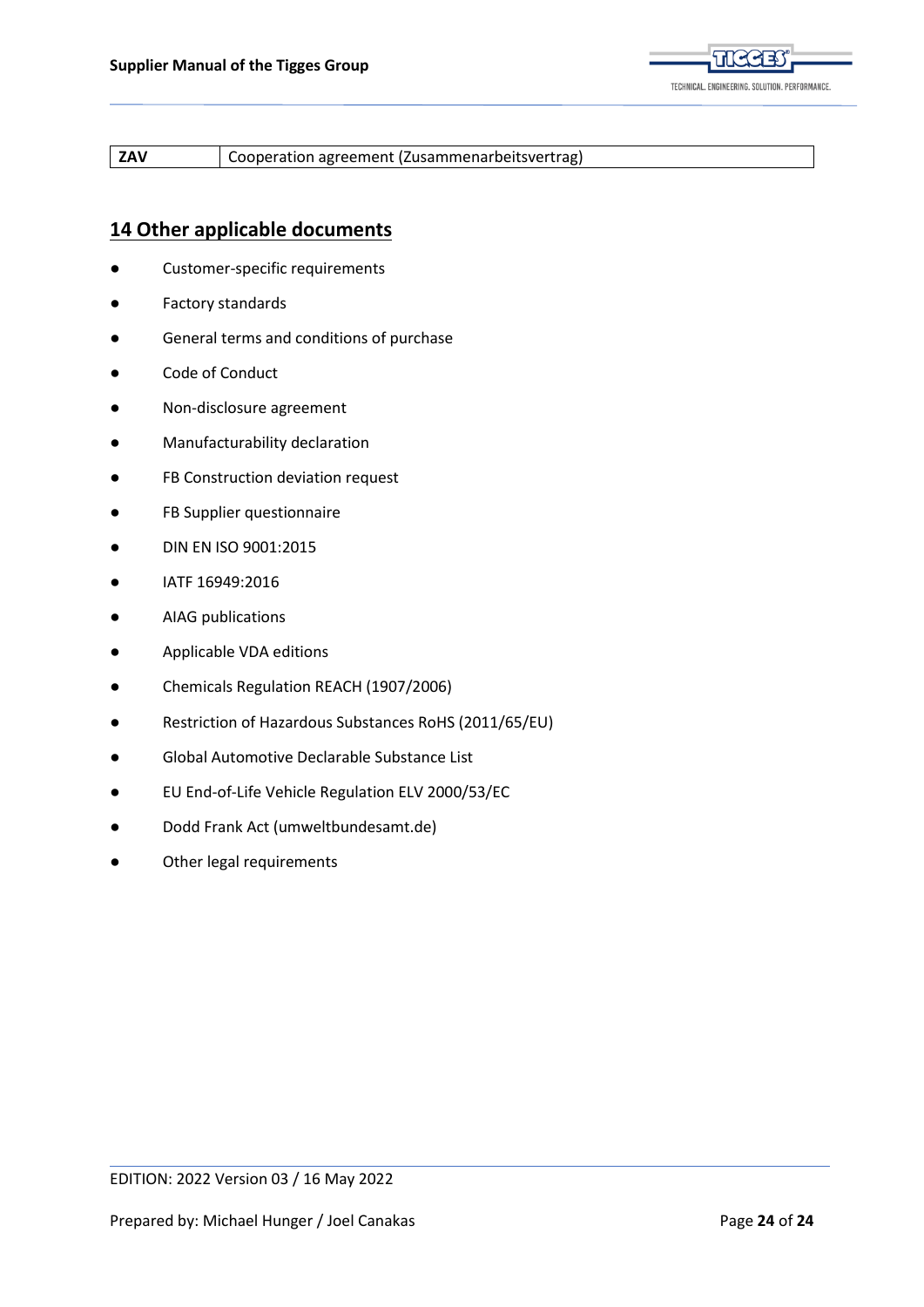| | |
|---|---|
| **ZAV** | Cooperation agreement (Zusammenarbeitsvertrag) |

## 14 Other applicable documents

- Customer-specific requirements
- Factory standards
- General terms and conditions of purchase
- Code of Conduct
- Non-disclosure agreement
- Manufacturability declaration
- FB Construction deviation request
- FB Supplier questionnaire
- DIN EN ISO 9001:2015
- IATF 16949:2016
- AIAG publications
- Applicable VDA editions
- Chemicals Regulation REACH (1907/2006)
- Restriction of Hazardous Substances RoHS (2011/65/EU)
- Global Automotive Declarable Substance List
- EU End-of-Life Vehicle Regulation ELV 2000/53/EC
- Dodd Frank Act (umweltbundesamt.de)
- Other legal requirements